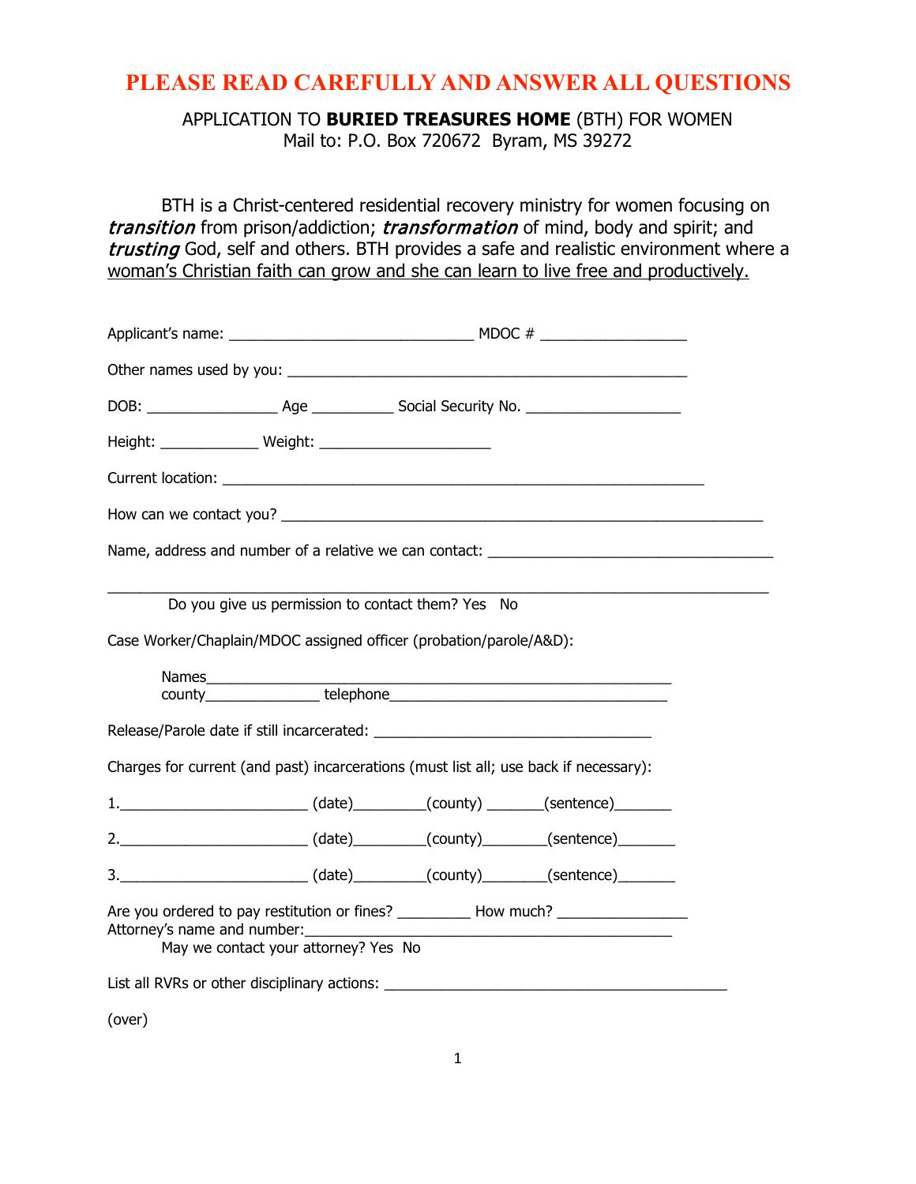# PLEASE READ CAREFULLY AND ANSWER ALL QUESTIONS

APPLICATION TO **BURIED TREASURES HOME** (BTH) FOR WOMEN
Mail to: P.O. Box 720672 Byram, MS 39272

BTH is a Christ-centered residential recovery ministry for women focusing on *transition* from prison/addiction; *transformation* of mind, body and spirit; and *trusting* God, self and others. BTH provides a safe and realistic environment where a <u>woman's Christian faith can grow and she can learn to live free and productively.</u>

Applicant's name: ______________________________ MDOC # __________________

Other names used by you: ________________________________________________

DOB: ________________ Age __________ Social Security No. ___________________

Height: ____________ Weight: _____________________

Current location: ___________________________________________________________

How can we contact you? ____________________________________________________________

Name, address and number of a relative we can contact: ___________________________________

_________________________________________________________________________________

Do you give us permission to contact them? Yes No

Case Worker/Chaplain/MDOC assigned officer (probation/parole/A&D):

Names__________________________________________________________
county______________ telephone__________________________________

Release/Parole date if still incarcerated: __________________________________

Charges for current (and past) incarcerations (must list all; use back if necessary):

1.______________________ (date)________(county) _______(sentence)_______

2.______________________ (date)________(county)________(sentence)_______

3.______________________ (date)________(county)________(sentence)_______

Are you ordered to pay restitution or fines? _________ How much? ________________
Attorney's name and number:_____________________________________________
May we contact your attorney? Yes No

List all RVRs or other disciplinary actions: __________________________________________

(over)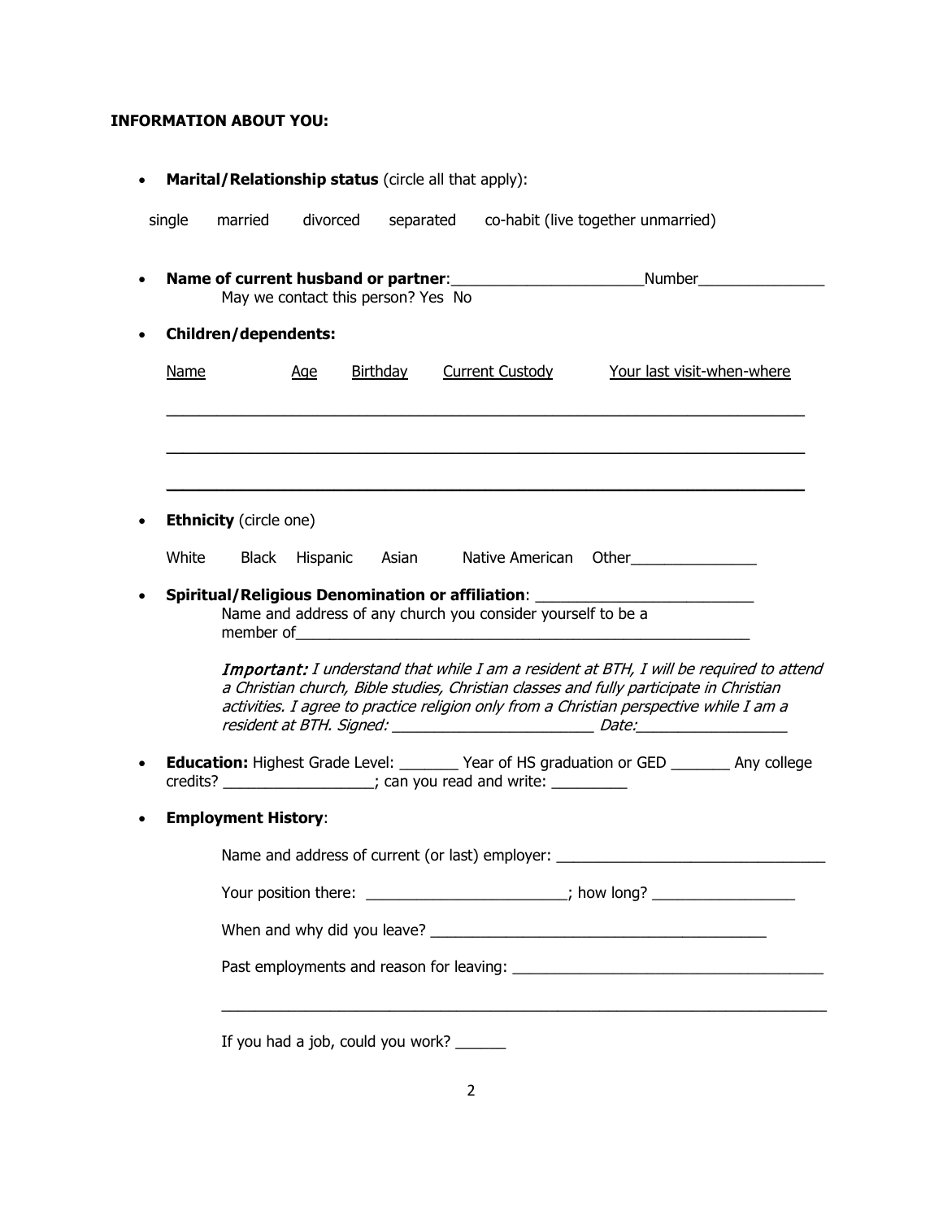**INFORMATION ABOUT YOU:**

- **Marital/Relationship status** (circle all that apply):

  single    married    divorced    separated    co-habit (live together unmarried)

- **Name of current husband or partner**:______________________Number_______________

  May we contact this person? Yes  No

- **Children/dependents:**

  | Name | Age | Birthday | Current Custody | Your last visit-when-where |
  |---|---|---|---|---|
  | | | | | |
  | | | | | |
  | | | | | |

- **Ethnicity** (circle one)

  White    Black    Hispanic    Asian    Native American    Other_______________

- **Spiritual/Religious Denomination or affiliation**: _________________________

  Name and address of any church you consider yourself to be a member of________________________________________________________

  ***Important:*** *I understand that while I am a resident at BTH, I will be required to attend a Christian church, Bible studies, Christian classes and fully participate in Christian activities. I agree to practice religion only from a Christian perspective while I am a resident at BTH. Signed: ________________________ Date:_________________*

- **Education:** Highest Grade Level: _______ Year of HS graduation or GED _______ Any college credits? _________________; can you read and write: _________

- **Employment History**:

  Name and address of current (or last) employer: ________________________________

  Your position there: ________________________; how long? _________________

  When and why did you leave? _________________________________________

  Past employments and reason for leaving: _____________________________________

  ___________________________________________________________________________

  If you had a job, could you work? ______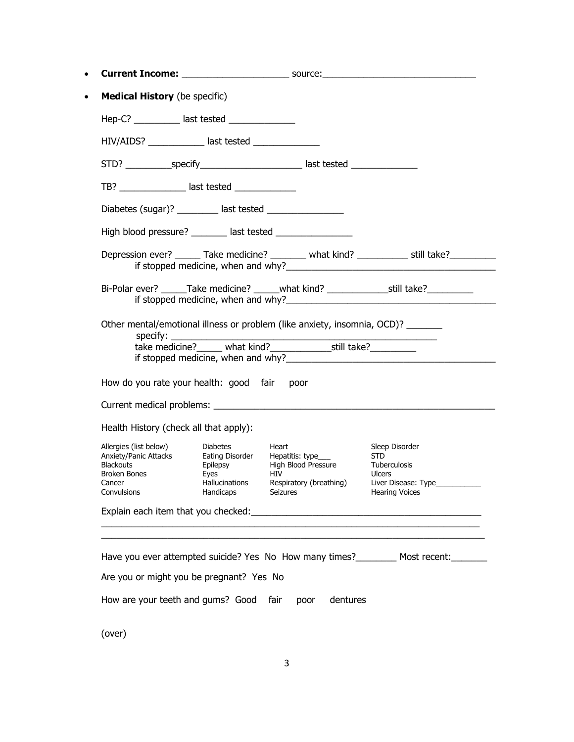- **Current Income:** ____________________ source:_____________________________

- **Medical History** (be specific)

  Hep-C? _________ last tested _____________

  HIV/AIDS? ___________ last tested _____________

  STD? _________specify____________________ last tested _____________

  TB? _____________ last tested ____________

  Diabetes (sugar)? ________ last tested _______________

  High blood pressure? _______ last tested _______________

  Depression ever? _____ Take medicine? _______ what kind? __________ still take?_________
  if stopped medicine, when and why?_________________________________________

  Bi-Polar ever? _____Take medicine? _____what kind? ____________still take?_________
  if stopped medicine, when and why?_________________________________________

  Other mental/emotional illness or problem (like anxiety, insomnia, OCD)? _______
  specify: _________________________________________________
  take medicine?_____ what kind?____________still take?_________
  if stopped medicine, when and why?_________________________________________

  How do you rate your health: good fair poor

  Current medical problems: _________________________________________________

  Health History (check all that apply):

  | | | | |
  |---|---|---|---|
  | Allergies (list below) | Diabetes | Heart | Sleep Disorder |
  | Anxiety/Panic Attacks | Eating Disorder | Hepatitis: type___ | STD |
  | Blackouts | Epilepsy | High Blood Pressure | Tuberculosis |
  | Broken Bones | Eyes | HIV | Ulcers |
  | Cancer | Hallucinations | Respiratory (breathing) | Liver Disease: Type___________ |
  | Convulsions | Handicaps | Seizures | Hearing Voices |

  Explain each item that you checked:_____________________________________________
  ___________________________________________________________________________
  ___________________________________________________________________________

  Have you ever attempted suicide? Yes No How many times?________ Most recent:_______

  Are you or might you be pregnant? Yes No

  How are your teeth and gums? Good fair poor dentures

  (over)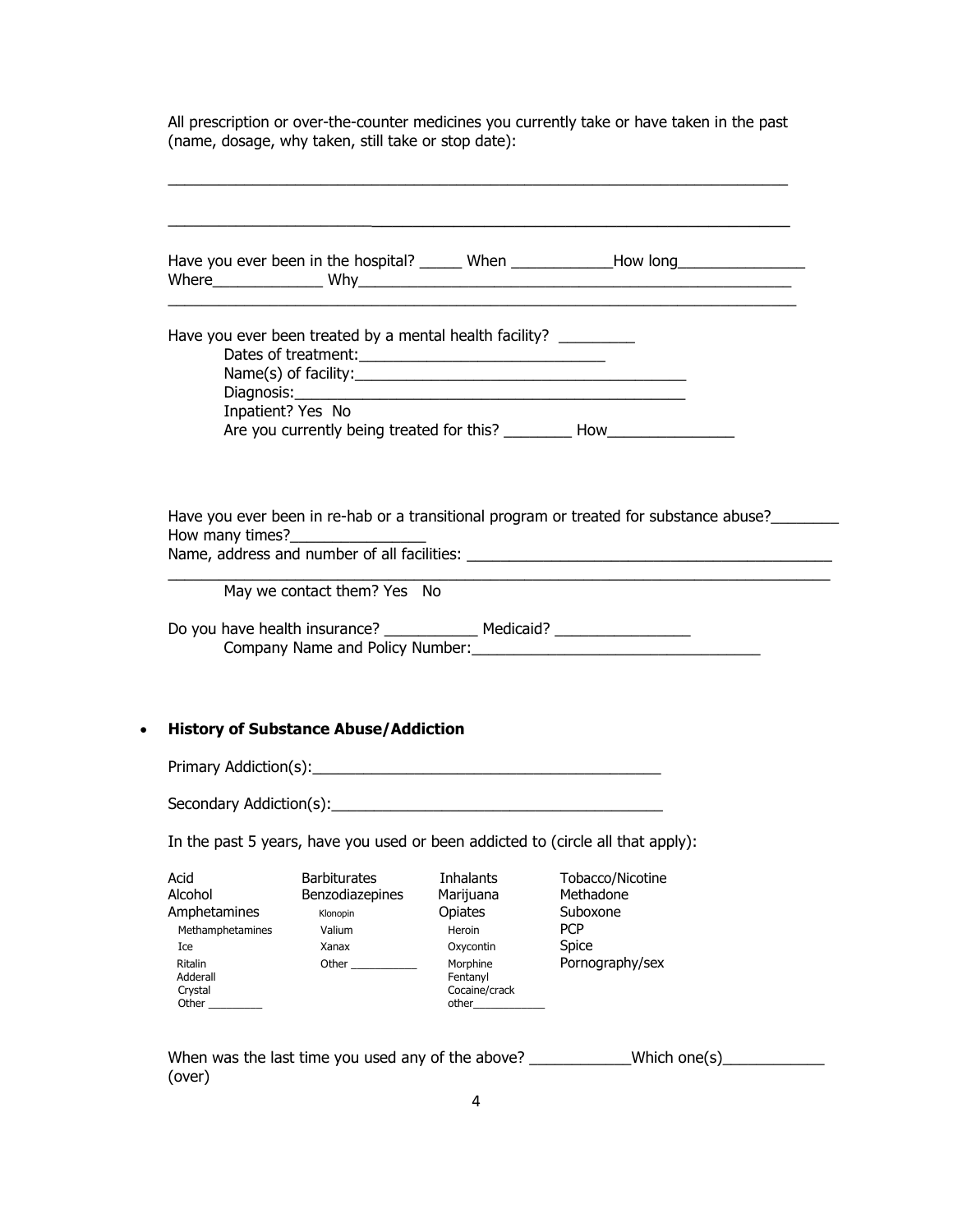All prescription or over-the-counter medicines you currently take or have taken in the past (name, dosage, why taken, still take or stop date):

______________________________________________________________________

______________________________________________________________________

Have you ever been in the hospital? _____ When ____________How long_______________
Where_____________ Why_________________________________________________
______________________________________________________________________

Have you ever been treated by a mental health facility? _________

Dates of treatment:_____________________________
Name(s) of facility:_______________________________________
Diagnosis:______________________________________________
Inpatient? Yes No
Are you currently being treated for this? ________ How_______________

Have you ever been in re-hab or a transitional program or treated for substance abuse?________
How many times?________________
Name, address and number of all facilities: ___________________________________________
______________________________________________________________________

May we contact them? Yes No

Do you have health insurance? ___________ Medicaid? ________________

Company Name and Policy Number:_________________________________

- **History of Substance Abuse/Addiction**

Primary Addiction(s):_________________________________________

Secondary Addiction(s):_______________________________________

In the past 5 years, have you used or been addicted to (circle all that apply):

| | | | |
|---|---|---|---|
| Acid | Barbiturates | Inhalants | Tobacco/Nicotine |
| Alcohol | Benzodiazepines | Marijuana | Methadone |
| Amphetamines | Klonopin | Opiates | Suboxone |
| Methamphetamines | Valium | Heroin | PCP |
| Ice | Xanax | Oxycontin | Spice |
| Ritalin | Other __________ | Morphine | Pornography/sex |
| Adderall | | Fentanyl | |
| Crystal | | Cocaine/crack | |
| Other _________ | | other____________ | |

When was the last time you used any of the above? ____________Which one(s)____________
(over)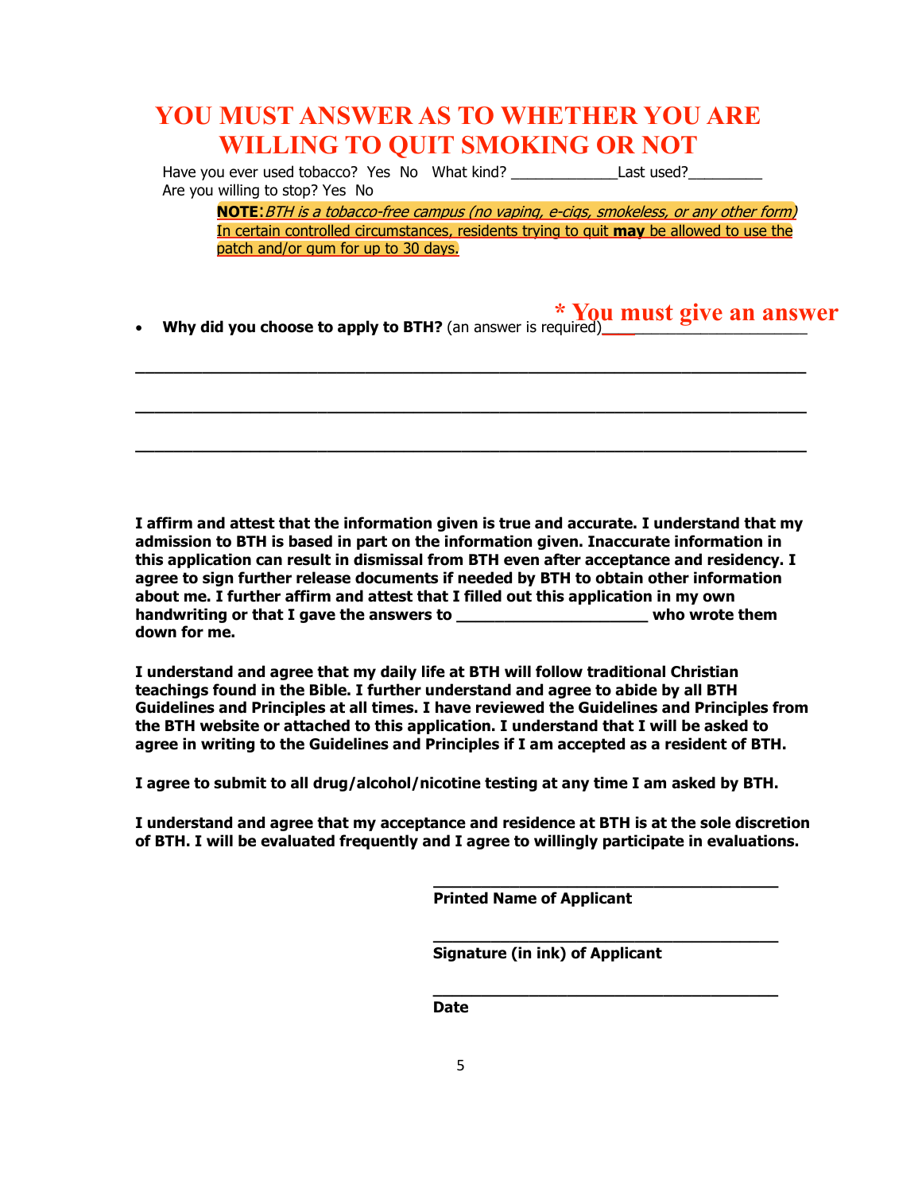# YOU MUST ANSWER AS TO WHETHER YOU ARE WILLING TO QUIT SMOKING OR NOT

Have you ever used tobacco? Yes No What kind? _____________Last used?_________
Are you willing to stop? Yes No

> **NOTE**:*BTH is a tobacco-free campus (no vaping, e-cigs, smokeless, or any other form)* In certain controlled circumstances, residents trying to quit **may** be allowed to use the patch and/or gum for up to 30 days.

**\* You must give an answer**

- **Why did you choose to apply to BTH?** (an answer is required)_________________________

_____________________________________________________________________________

_____________________________________________________________________________

_____________________________________________________________________________

**I affirm and attest that the information given is true and accurate. I understand that my admission to BTH is based in part on the information given. Inaccurate information in this application can result in dismissal from BTH even after acceptance and residency. I agree to sign further release documents if needed by BTH to obtain other information about me. I further affirm and attest that I filled out this application in my own handwriting or that I gave the answers to _____________________ who wrote them down for me.**

**I understand and agree that my daily life at BTH will follow traditional Christian teachings found in the Bible. I further understand and agree to abide by all BTH Guidelines and Principles at all times. I have reviewed the Guidelines and Principles from the BTH website or attached to this application. I understand that I will be asked to agree in writing to the Guidelines and Principles if I am accepted as a resident of BTH.**

**I agree to submit to all drug/alcohol/nicotine testing at any time I am asked by BTH.**

**I understand and agree that my acceptance and residence at BTH is at the sole discretion of BTH. I will be evaluated frequently and I agree to willingly participate in evaluations.**

_______________________________________
**Printed Name of Applicant**

_______________________________________
**Signature (in ink) of Applicant**

_______________________________________
**Date**